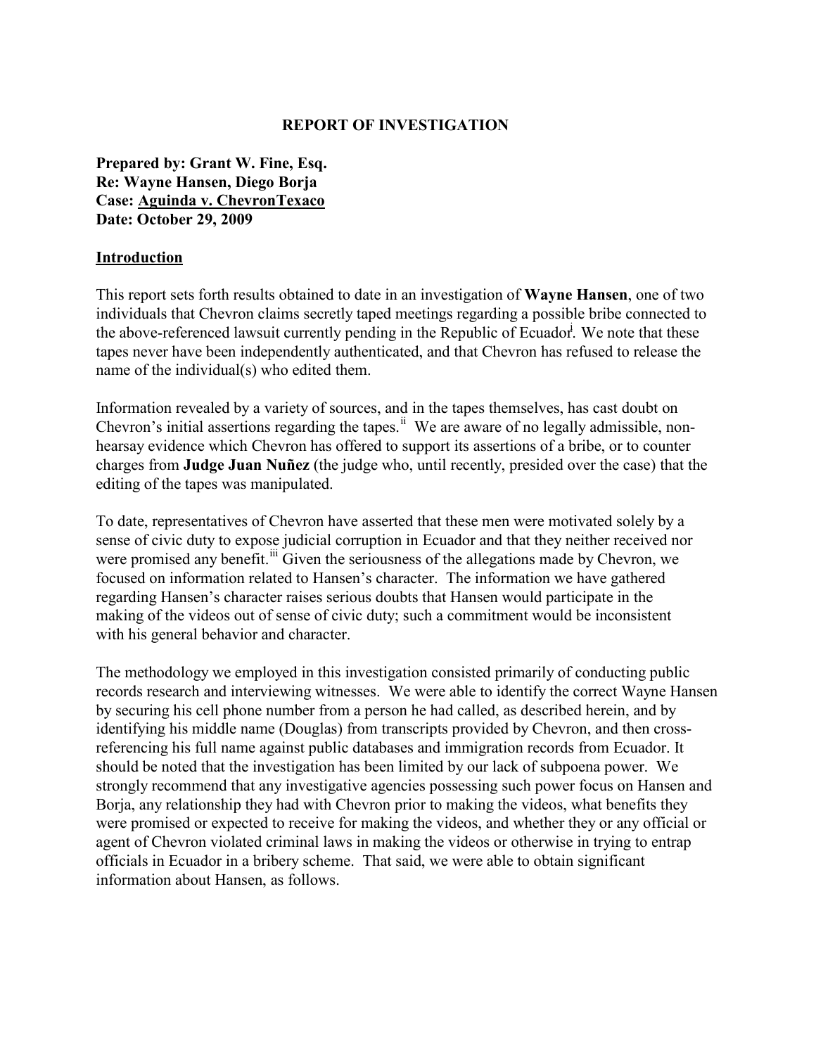# REPORT OF INVESTIGATION

**Prepared by: Grant W. Fine, Esq.**
**Re: Wayne Hansen, Diego Borja**
**Case: Aguinda v. ChevronTexaco**
**Date: October 29, 2009**

## Introduction

This report sets forth results obtained to date in an investigation of **Wayne Hansen**, one of two individuals that Chevron claims secretly taped meetings regarding a possible bribe connected to the above-referenced lawsuit currently pending in the Republic of Ecuador[i]. We note that these tapes never have been independently authenticated, and that Chevron has refused to release the name of the individual(s) who edited them.

Information revealed by a variety of sources, and in the tapes themselves, has cast doubt on Chevron's initial assertions regarding the tapes.[ii] We are aware of no legally admissible, non-hearsay evidence which Chevron has offered to support its assertions of a bribe, or to counter charges from **Judge Juan Nuñez** (the judge who, until recently, presided over the case) that the editing of the tapes was manipulated.

To date, representatives of Chevron have asserted that these men were motivated solely by a sense of civic duty to expose judicial corruption in Ecuador and that they neither received nor were promised any benefit.[iii] Given the seriousness of the allegations made by Chevron, we focused on information related to Hansen's character. The information we have gathered regarding Hansen's character raises serious doubts that Hansen would participate in the making of the videos out of sense of civic duty; such a commitment would be inconsistent with his general behavior and character.

The methodology we employed in this investigation consisted primarily of conducting public records research and interviewing witnesses. We were able to identify the correct Wayne Hansen by securing his cell phone number from a person he had called, as described herein, and by identifying his middle name (Douglas) from transcripts provided by Chevron, and then cross-referencing his full name against public databases and immigration records from Ecuador. It should be noted that the investigation has been limited by our lack of subpoena power. We strongly recommend that any investigative agencies possessing such power focus on Hansen and Borja, any relationship they had with Chevron prior to making the videos, what benefits they were promised or expected to receive for making the videos, and whether they or any official or agent of Chevron violated criminal laws in making the videos or otherwise in trying to entrap officials in Ecuador in a bribery scheme. That said, we were able to obtain significant information about Hansen, as follows.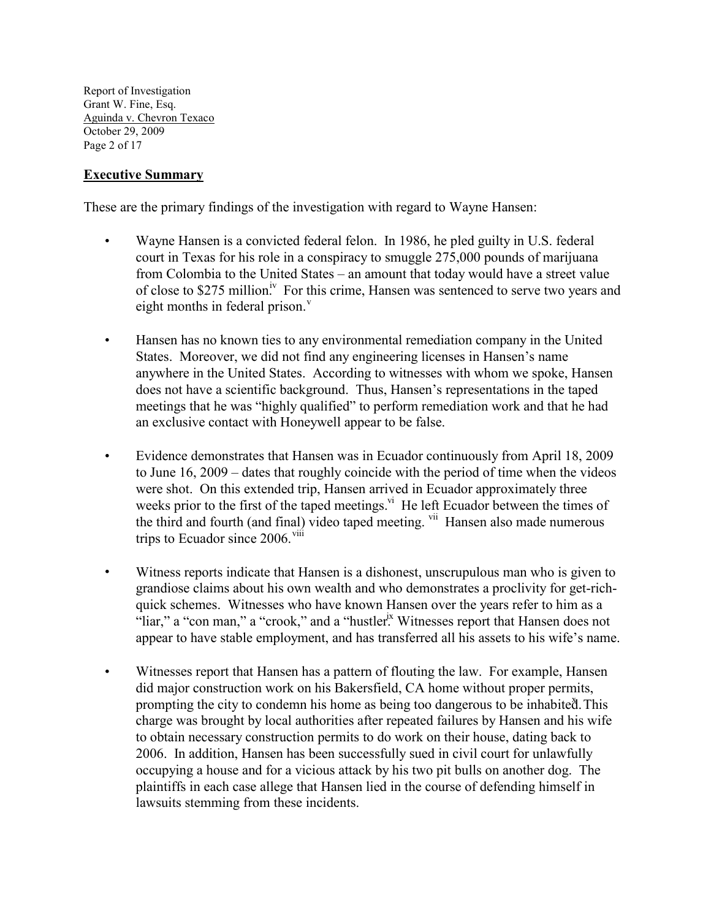## Executive Summary

These are the primary findings of the investigation with regard to Wayne Hansen:

- Wayne Hansen is a convicted federal felon. In 1986, he pled guilty in U.S. federal court in Texas for his role in a conspiracy to smuggle 275,000 pounds of marijuana from Colombia to the United States – an amount that today would have a street value of close to $275 million.[iv] For this crime, Hansen was sentenced to serve two years and eight months in federal prison.[v]

- Hansen has no known ties to any environmental remediation company in the United States. Moreover, we did not find any engineering licenses in Hansen's name anywhere in the United States. According to witnesses with whom we spoke, Hansen does not have a scientific background. Thus, Hansen's representations in the taped meetings that he was "highly qualified" to perform remediation work and that he had an exclusive contact with Honeywell appear to be false.

- Evidence demonstrates that Hansen was in Ecuador continuously from April 18, 2009 to June 16, 2009 – dates that roughly coincide with the period of time when the videos were shot. On this extended trip, Hansen arrived in Ecuador approximately three weeks prior to the first of the taped meetings.[vi] He left Ecuador between the times of the third and fourth (and final) video taped meeting.[vii] Hansen also made numerous trips to Ecuador since 2006.[viii]

- Witness reports indicate that Hansen is a dishonest, unscrupulous man who is given to grandiose claims about his own wealth and who demonstrates a proclivity for get-rich-quick schemes. Witnesses who have known Hansen over the years refer to him as a "liar," a "con man," a "crook," and a "hustler."[ix] Witnesses report that Hansen does not appear to have stable employment, and has transferred all his assets to his wife's name.

- Witnesses report that Hansen has a pattern of flouting the law. For example, Hansen did major construction work on his Bakersfield, CA home without proper permits, prompting the city to condemn his home as being too dangerous to be inhabited.[x] This charge was brought by local authorities after repeated failures by Hansen and his wife to obtain necessary construction permits to do work on their house, dating back to 2006. In addition, Hansen has been successfully sued in civil court for unlawfully occupying a house and for a vicious attack by his two pit bulls on another dog. The plaintiffs in each case allege that Hansen lied in the course of defending himself in lawsuits stemming from these incidents.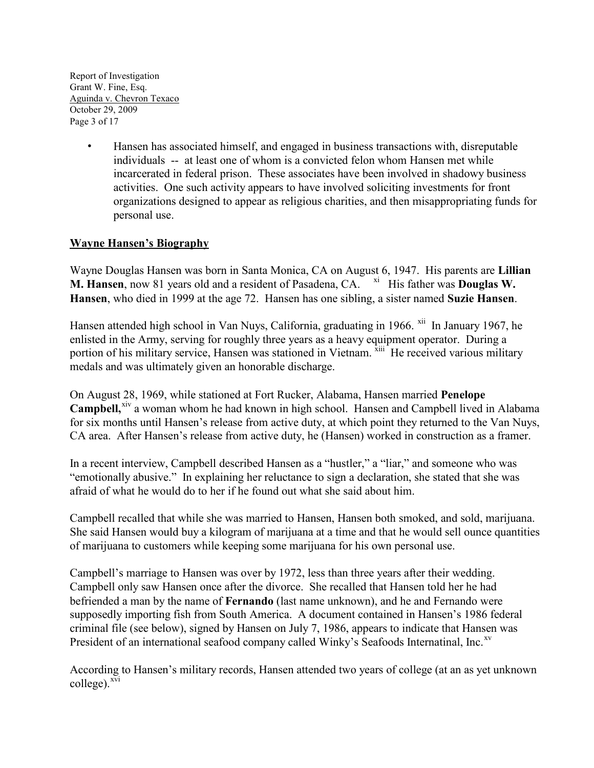- Hansen has associated himself, and engaged in business transactions with, disreputable individuals -- at least one of whom is a convicted felon whom Hansen met while incarcerated in federal prison. These associates have been involved in shadowy business activities. One such activity appears to have involved soliciting investments for front organizations designed to appear as religious charities, and then misappropriating funds for personal use.

## Wayne Hansen's Biography

Wayne Douglas Hansen was born in Santa Monica, CA on August 6, 1947. His parents are **Lillian M. Hansen**, now 81 years old and a resident of Pasadena, CA. [xi] His father was **Douglas W. Hansen**, who died in 1999 at the age 72. Hansen has one sibling, a sister named **Suzie Hansen**.

Hansen attended high school in Van Nuys, California, graduating in 1966. [xii] In January 1967, he enlisted in the Army, serving for roughly three years as a heavy equipment operator. During a portion of his military service, Hansen was stationed in Vietnam. [xiii] He received various military medals and was ultimately given an honorable discharge.

On August 28, 1969, while stationed at Fort Rucker, Alabama, Hansen married **Penelope Campbell,**[xiv] a woman whom he had known in high school. Hansen and Campbell lived in Alabama for six months until Hansen's release from active duty, at which point they returned to the Van Nuys, CA area. After Hansen's release from active duty, he (Hansen) worked in construction as a framer.

In a recent interview, Campbell described Hansen as a "hustler," a "liar," and someone who was "emotionally abusive." In explaining her reluctance to sign a declaration, she stated that she was afraid of what he would do to her if he found out what she said about him.

Campbell recalled that while she was married to Hansen, Hansen both smoked, and sold, marijuana. She said Hansen would buy a kilogram of marijuana at a time and that he would sell ounce quantities of marijuana to customers while keeping some marijuana for his own personal use.

Campbell's marriage to Hansen was over by 1972, less than three years after their wedding. Campbell only saw Hansen once after the divorce. She recalled that Hansen told her he had befriended a man by the name of **Fernando** (last name unknown), and he and Fernando were supposedly importing fish from South America. A document contained in Hansen's 1986 federal criminal file (see below), signed by Hansen on July 7, 1986, appears to indicate that Hansen was President of an international seafood company called Winky's Seafoods Internatinal, Inc.[xv]

According to Hansen's military records, Hansen attended two years of college (at an as yet unknown college).[xvi]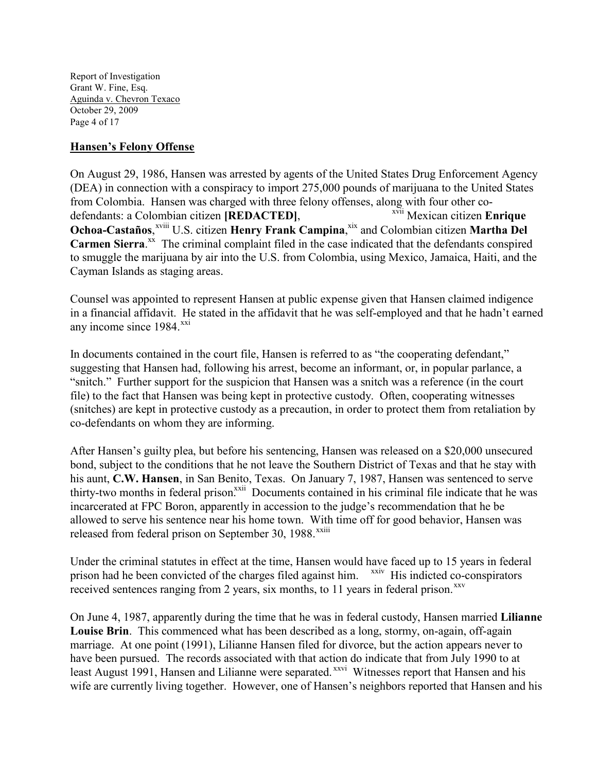## Hansen's Felony Offense

On August 29, 1986, Hansen was arrested by agents of the United States Drug Enforcement Agency (DEA) in connection with a conspiracy to import 275,000 pounds of marijuana to the United States from Colombia. Hansen was charged with three felony offenses, along with four other co-defendants: a Colombian citizen **[REDACTED]**, [xvii] Mexican citizen **Enrique Ochoa-Castaños**,[xviii] U.S. citizen **Henry Frank Campina**,[xix] and Colombian citizen **Martha Del Carmen Sierra**.[xx] The criminal complaint filed in the case indicated that the defendants conspired to smuggle the marijuana by air into the U.S. from Colombia, using Mexico, Jamaica, Haiti, and the Cayman Islands as staging areas.

Counsel was appointed to represent Hansen at public expense given that Hansen claimed indigence in a financial affidavit. He stated in the affidavit that he was self-employed and that he hadn't earned any income since 1984.[xxi]

In documents contained in the court file, Hansen is referred to as "the cooperating defendant," suggesting that Hansen had, following his arrest, become an informant, or, in popular parlance, a "snitch." Further support for the suspicion that Hansen was a snitch was a reference (in the court file) to the fact that Hansen was being kept in protective custody. Often, cooperating witnesses (snitches) are kept in protective custody as a precaution, in order to protect them from retaliation by co-defendants on whom they are informing.

After Hansen's guilty plea, but before his sentencing, Hansen was released on a $20,000 unsecured bond, subject to the conditions that he not leave the Southern District of Texas and that he stay with his aunt, **C.W. Hansen**, in San Benito, Texas. On January 7, 1987, Hansen was sentenced to serve thirty-two months in federal prison.[xxii] Documents contained in his criminal file indicate that he was incarcerated at FPC Boron, apparently in accession to the judge's recommendation that he be allowed to serve his sentence near his home town. With time off for good behavior, Hansen was released from federal prison on September 30, 1988.[xxiii]

Under the criminal statutes in effect at the time, Hansen would have faced up to 15 years in federal prison had he been convicted of the charges filed against him. [xxiv] His indicted co-conspirators received sentences ranging from 2 years, six months, to 11 years in federal prison.[xxv]

On June 4, 1987, apparently during the time that he was in federal custody, Hansen married **Lilianne Louise Brin**. This commenced what has been described as a long, stormy, on-again, off-again marriage. At one point (1991), Lilianne Hansen filed for divorce, but the action appears never to have been pursued. The records associated with that action do indicate that from July 1990 to at least August 1991, Hansen and Lilianne were separated.[xxvi] Witnesses report that Hansen and his wife are currently living together. However, one of Hansen's neighbors reported that Hansen and his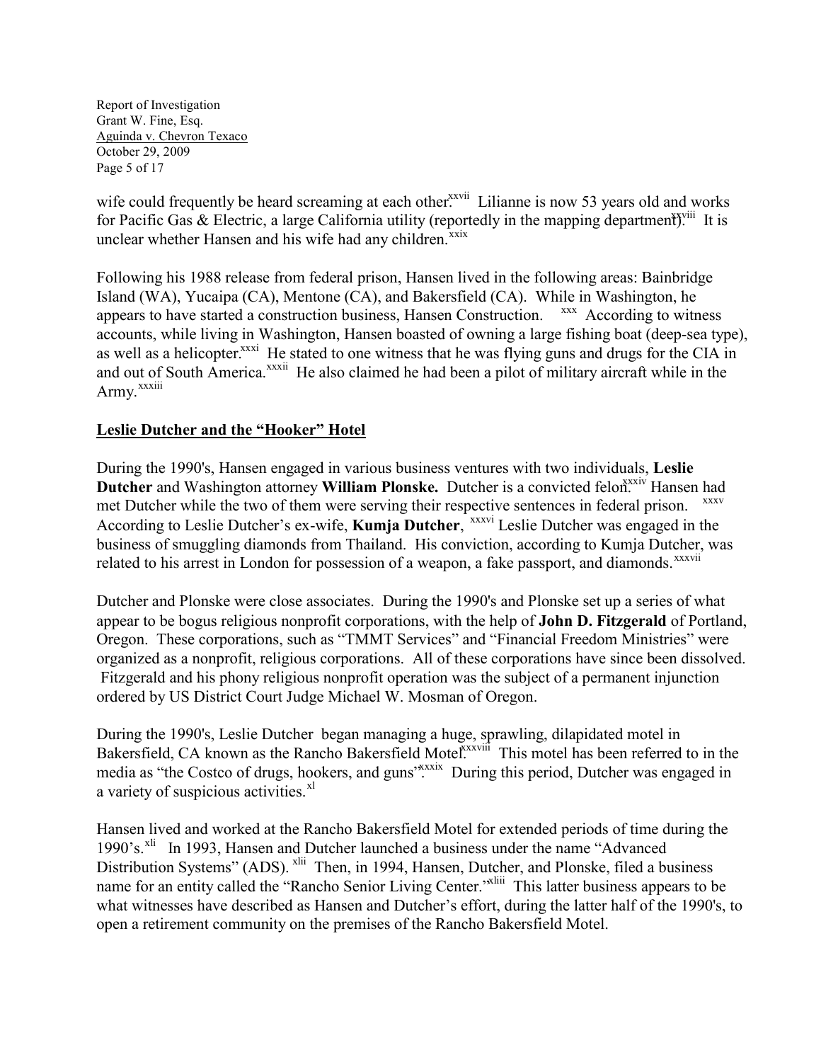wife could frequently be heard screaming at each other.[xxvii] Lilianne is now 53 years old and works for Pacific Gas & Electric, a large California utility (reportedly in the mapping department).[xxviii] It is unclear whether Hansen and his wife had any children.[xxix]

Following his 1988 release from federal prison, Hansen lived in the following areas: Bainbridge Island (WA), Yucaipa (CA), Mentone (CA), and Bakersfield (CA). While in Washington, he appears to have started a construction business, Hansen Construction. [xxx] According to witness accounts, while living in Washington, Hansen boasted of owning a large fishing boat (deep-sea type), as well as a helicopter.[xxxi] He stated to one witness that he was flying guns and drugs for the CIA in and out of South America.[xxxii] He also claimed he had been a pilot of military aircraft while in the Army.[xxxiii]

## Leslie Dutcher and the "Hooker" Hotel

During the 1990's, Hansen engaged in various business ventures with two individuals, **Leslie Dutcher** and Washington attorney **William Plonske.** Dutcher is a convicted felon.[xxxiv] Hansen had met Dutcher while the two of them were serving their respective sentences in federal prison. [xxxv] According to Leslie Dutcher's ex-wife, **Kumja Dutcher**, [xxxvi] Leslie Dutcher was engaged in the business of smuggling diamonds from Thailand. His conviction, according to Kumja Dutcher, was related to his arrest in London for possession of a weapon, a fake passport, and diamonds.[xxxvii]

Dutcher and Plonske were close associates. During the 1990's and Plonske set up a series of what appear to be bogus religious nonprofit corporations, with the help of **John D. Fitzgerald** of Portland, Oregon. These corporations, such as "TMMT Services" and "Financial Freedom Ministries" were organized as a nonprofit, religious corporations. All of these corporations have since been dissolved. Fitzgerald and his phony religious nonprofit operation was the subject of a permanent injunction ordered by US District Court Judge Michael W. Mosman of Oregon.

During the 1990's, Leslie Dutcher began managing a huge, sprawling, dilapidated motel in Bakersfield, CA known as the Rancho Bakersfield Motel.[xxxviii] This motel has been referred to in the media as "the Costco of drugs, hookers, and guns".[xxxix] During this period, Dutcher was engaged in a variety of suspicious activities.[xl]

Hansen lived and worked at the Rancho Bakersfield Motel for extended periods of time during the 1990's.[xli] In 1993, Hansen and Dutcher launched a business under the name "Advanced Distribution Systems" (ADS). [xlii] Then, in 1994, Hansen, Dutcher, and Plonske, filed a business name for an entity called the "Rancho Senior Living Center."[xliii] This latter business appears to be what witnesses have described as Hansen and Dutcher's effort, during the latter half of the 1990's, to open a retirement community on the premises of the Rancho Bakersfield Motel.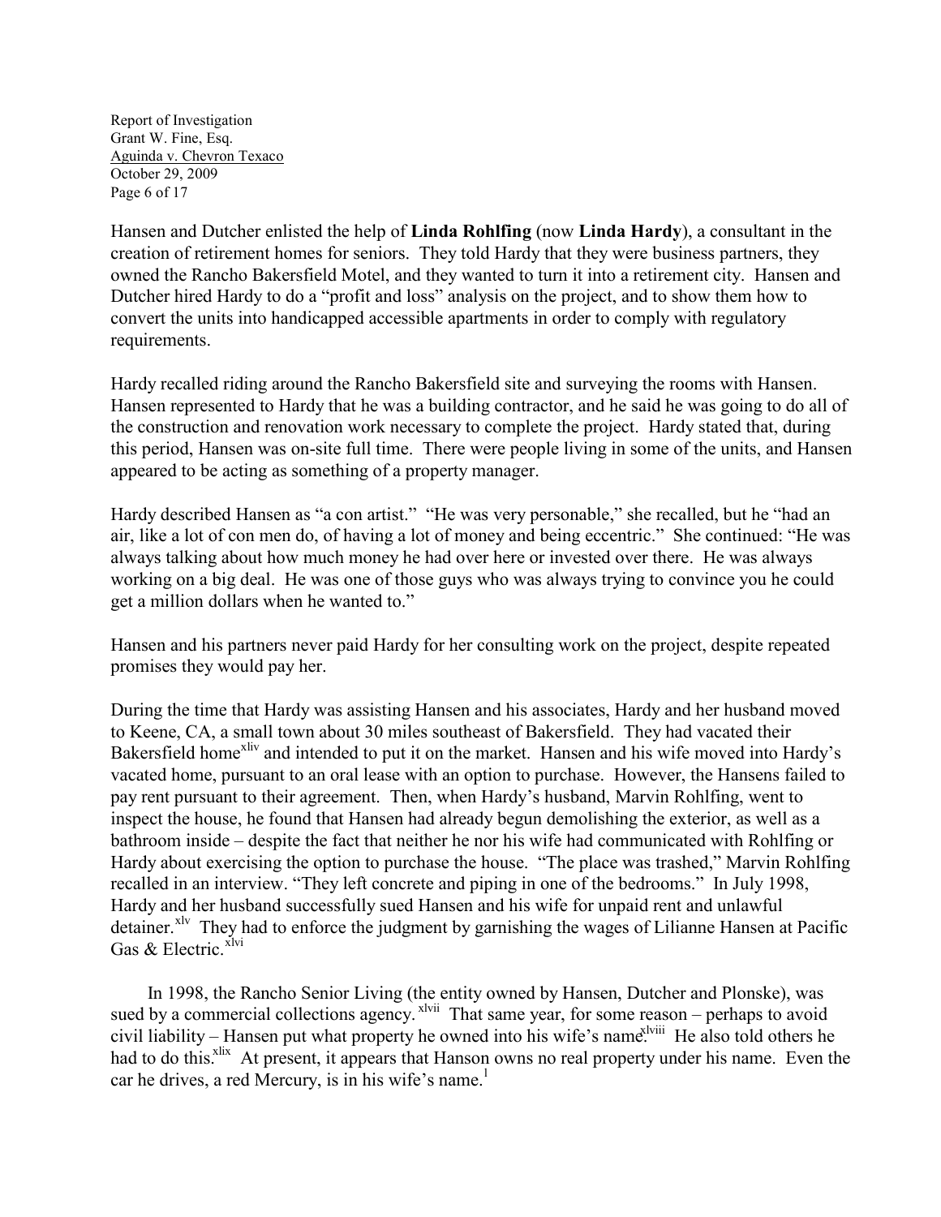Hansen and Dutcher enlisted the help of **Linda Rohlfing** (now **Linda Hardy**), a consultant in the creation of retirement homes for seniors. They told Hardy that they were business partners, they owned the Rancho Bakersfield Motel, and they wanted to turn it into a retirement city. Hansen and Dutcher hired Hardy to do a "profit and loss" analysis on the project, and to show them how to convert the units into handicapped accessible apartments in order to comply with regulatory requirements.

Hardy recalled riding around the Rancho Bakersfield site and surveying the rooms with Hansen. Hansen represented to Hardy that he was a building contractor, and he said he was going to do all of the construction and renovation work necessary to complete the project. Hardy stated that, during this period, Hansen was on-site full time. There were people living in some of the units, and Hansen appeared to be acting as something of a property manager.

Hardy described Hansen as "a con artist." "He was very personable," she recalled, but he "had an air, like a lot of con men do, of having a lot of money and being eccentric." She continued: "He was always talking about how much money he had over here or invested over there. He was always working on a big deal. He was one of those guys who was always trying to convince you he could get a million dollars when he wanted to."

Hansen and his partners never paid Hardy for her consulting work on the project, despite repeated promises they would pay her.

During the time that Hardy was assisting Hansen and his associates, Hardy and her husband moved to Keene, CA, a small town about 30 miles southeast of Bakersfield. They had vacated their Bakersfield home[xliv] and intended to put it on the market. Hansen and his wife moved into Hardy's vacated home, pursuant to an oral lease with an option to purchase. However, the Hansens failed to pay rent pursuant to their agreement. Then, when Hardy's husband, Marvin Rohlfing, went to inspect the house, he found that Hansen had already begun demolishing the exterior, as well as a bathroom inside – despite the fact that neither he nor his wife had communicated with Rohlfing or Hardy about exercising the option to purchase the house. "The place was trashed," Marvin Rohlfing recalled in an interview. "They left concrete and piping in one of the bedrooms." In July 1998, Hardy and her husband successfully sued Hansen and his wife for unpaid rent and unlawful detainer.[xlv] They had to enforce the judgment by garnishing the wages of Lilianne Hansen at Pacific Gas & Electric.[xlvi]

In 1998, the Rancho Senior Living (the entity owned by Hansen, Dutcher and Plonske), was sued by a commercial collections agency.[xlvii] That same year, for some reason – perhaps to avoid civil liability – Hansen put what property he owned into his wife's name.[xlviii] He also told others he had to do this.[xlix] At present, it appears that Hanson owns no real property under his name. Even the car he drives, a red Mercury, is in his wife's name.[l]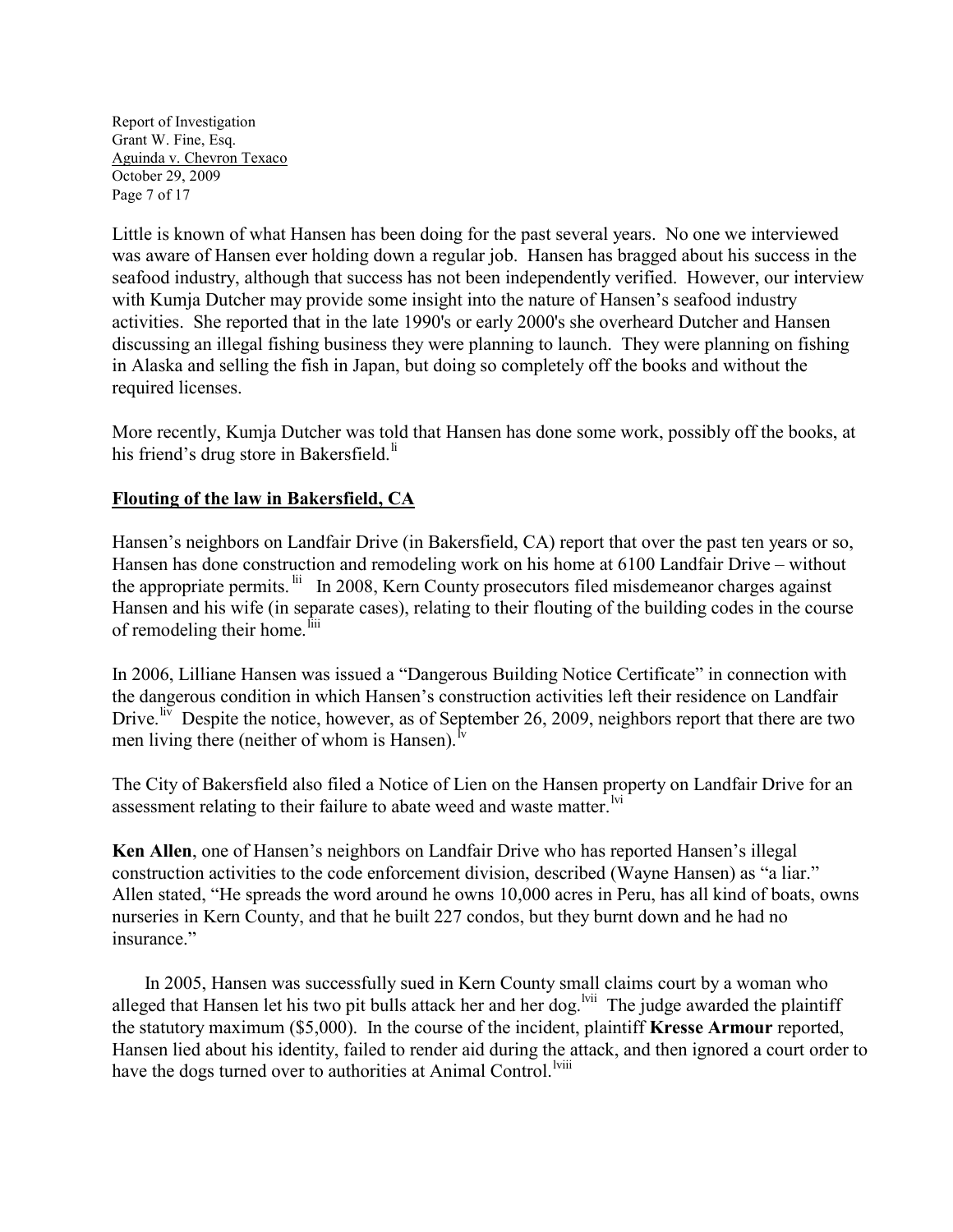Little is known of what Hansen has been doing for the past several years. No one we interviewed was aware of Hansen ever holding down a regular job. Hansen has bragged about his success in the seafood industry, although that success has not been independently verified. However, our interview with Kumja Dutcher may provide some insight into the nature of Hansen's seafood industry activities. She reported that in the late 1990's or early 2000's she overheard Dutcher and Hansen discussing an illegal fishing business they were planning to launch. They were planning on fishing in Alaska and selling the fish in Japan, but doing so completely off the books and without the required licenses.

More recently, Kumja Dutcher was told that Hansen has done some work, possibly off the books, at his friend's drug store in Bakersfield.[li]

## Flouting of the law in Bakersfield, CA

Hansen's neighbors on Landfair Drive (in Bakersfield, CA) report that over the past ten years or so, Hansen has done construction and remodeling work on his home at 6100 Landfair Drive – without the appropriate permits.[lii] In 2008, Kern County prosecutors filed misdemeanor charges against Hansen and his wife (in separate cases), relating to their flouting of the building codes in the course of remodeling their home.[liii]

In 2006, Lilliane Hansen was issued a "Dangerous Building Notice Certificate" in connection with the dangerous condition in which Hansen's construction activities left their residence on Landfair Drive.[liv] Despite the notice, however, as of September 26, 2009, neighbors report that there are two men living there (neither of whom is Hansen).[lv]

The City of Bakersfield also filed a Notice of Lien on the Hansen property on Landfair Drive for an assessment relating to their failure to abate weed and waste matter.[lvi]

**Ken Allen**, one of Hansen's neighbors on Landfair Drive who has reported Hansen's illegal construction activities to the code enforcement division, described (Wayne Hansen) as "a liar." Allen stated, "He spreads the word around he owns 10,000 acres in Peru, has all kind of boats, owns nurseries in Kern County, and that he built 227 condos, but they burnt down and he had no insurance."

In 2005, Hansen was successfully sued in Kern County small claims court by a woman who alleged that Hansen let his two pit bulls attack her and her dog.[lvii] The judge awarded the plaintiff the statutory maximum ($5,000). In the course of the incident, plaintiff **Kresse Armour** reported, Hansen lied about his identity, failed to render aid during the attack, and then ignored a court order to have the dogs turned over to authorities at Animal Control.[lviii]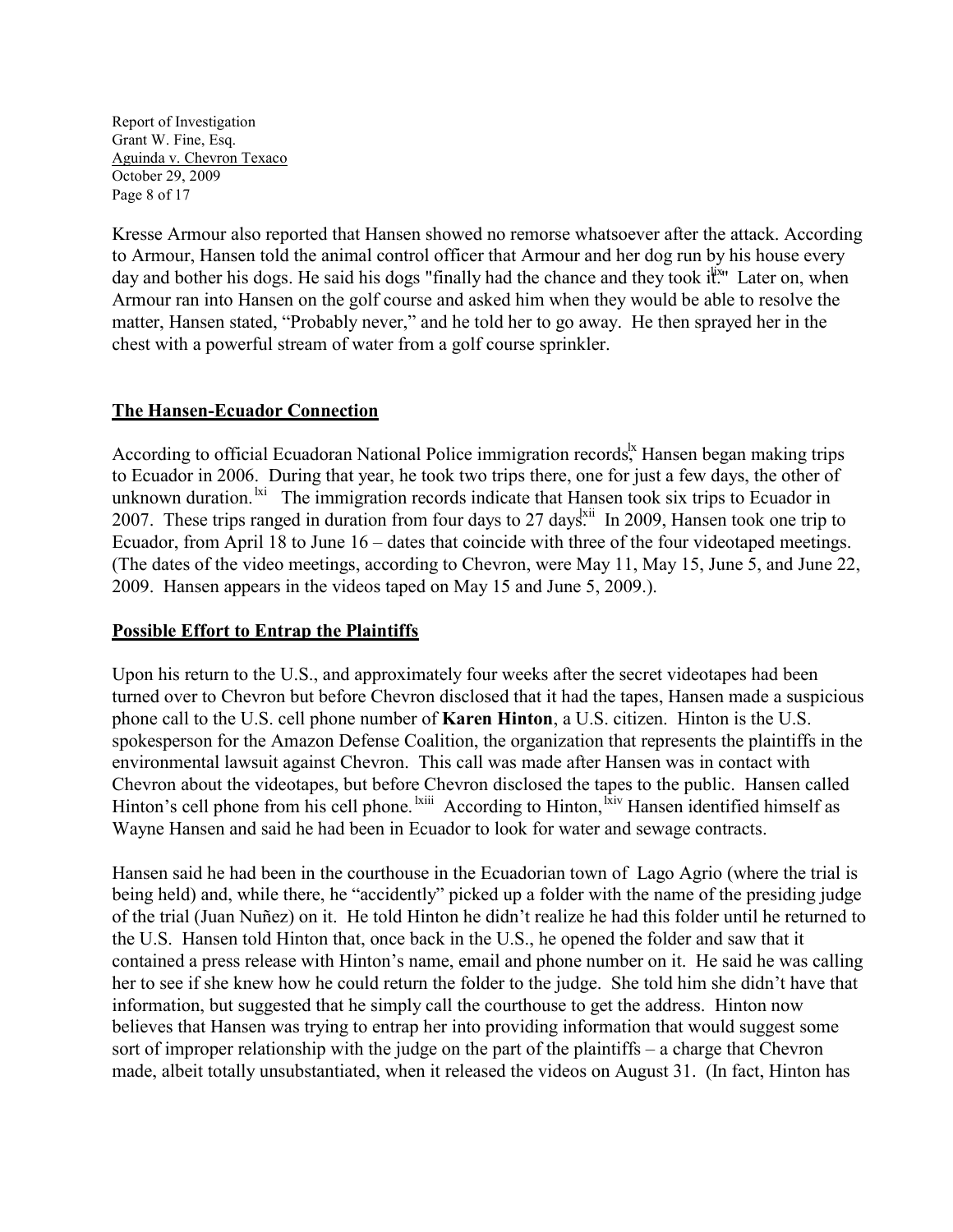Kresse Armour also reported that Hansen showed no remorse whatsoever after the attack. According to Armour, Hansen told the animal control officer that Armour and her dog run by his house every day and bother his dogs. He said his dogs "finally had the chance and they took it."[lix] Later on, when Armour ran into Hansen on the golf course and asked him when they would be able to resolve the matter, Hansen stated, "Probably never," and he told her to go away. He then sprayed her in the chest with a powerful stream of water from a golf course sprinkler.

## The Hansen-Ecuador Connection

According to official Ecuadoran National Police immigration records,[lx] Hansen began making trips to Ecuador in 2006. During that year, he took two trips there, one for just a few days, the other of unknown duration.[lxi] The immigration records indicate that Hansen took six trips to Ecuador in 2007. These trips ranged in duration from four days to 27 days.[lxii] In 2009, Hansen took one trip to Ecuador, from April 18 to June 16 – dates that coincide with three of the four videotaped meetings. (The dates of the video meetings, according to Chevron, were May 11, May 15, June 5, and June 22, 2009. Hansen appears in the videos taped on May 15 and June 5, 2009.).

## Possible Effort to Entrap the Plaintiffs

Upon his return to the U.S., and approximately four weeks after the secret videotapes had been turned over to Chevron but before Chevron disclosed that it had the tapes, Hansen made a suspicious phone call to the U.S. cell phone number of **Karen Hinton**, a U.S. citizen. Hinton is the U.S. spokesperson for the Amazon Defense Coalition, the organization that represents the plaintiffs in the environmental lawsuit against Chevron. This call was made after Hansen was in contact with Chevron about the videotapes, but before Chevron disclosed the tapes to the public. Hansen called Hinton's cell phone from his cell phone.[lxiii] According to Hinton,[lxiv] Hansen identified himself as Wayne Hansen and said he had been in Ecuador to look for water and sewage contracts.

Hansen said he had been in the courthouse in the Ecuadorian town of Lago Agrio (where the trial is being held) and, while there, he "accidently" picked up a folder with the name of the presiding judge of the trial (Juan Nuñez) on it. He told Hinton he didn't realize he had this folder until he returned to the U.S. Hansen told Hinton that, once back in the U.S., he opened the folder and saw that it contained a press release with Hinton's name, email and phone number on it. He said he was calling her to see if she knew how he could return the folder to the judge. She told him she didn't have that information, but suggested that he simply call the courthouse to get the address. Hinton now believes that Hansen was trying to entrap her into providing information that would suggest some sort of improper relationship with the judge on the part of the plaintiffs – a charge that Chevron made, albeit totally unsubstantiated, when it released the videos on August 31. (In fact, Hinton has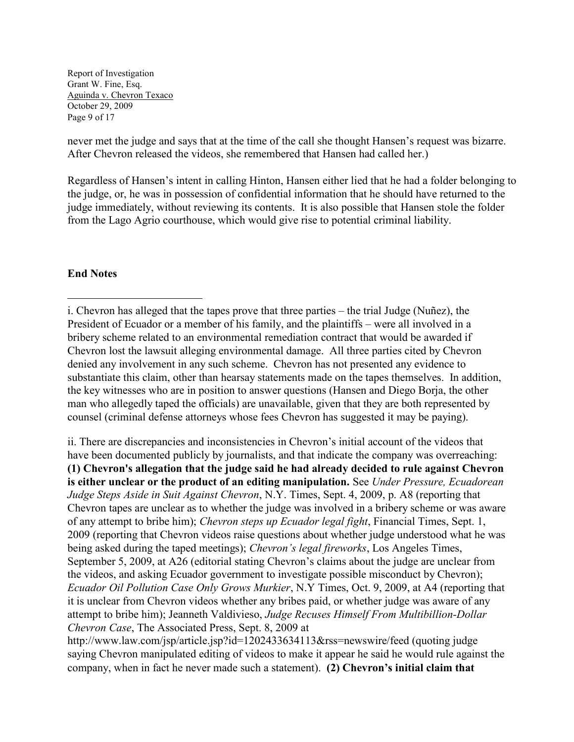never met the judge and says that at the time of the call she thought Hansen's request was bizarre. After Chevron released the videos, she remembered that Hansen had called her.)

Regardless of Hansen's intent in calling Hinton, Hansen either lied that he had a folder belonging to the judge, or, he was in possession of confidential information that he should have returned to the judge immediately, without reviewing its contents. It is also possible that Hansen stole the folder from the Lago Agrio courthouse, which would give rise to potential criminal liability.

**End Notes**

---

i. Chevron has alleged that the tapes prove that three parties – the trial Judge (Nuñez), the President of Ecuador or a member of his family, and the plaintiffs – were all involved in a bribery scheme related to an environmental remediation contract that would be awarded if Chevron lost the lawsuit alleging environmental damage. All three parties cited by Chevron denied any involvement in any such scheme. Chevron has not presented any evidence to substantiate this claim, other than hearsay statements made on the tapes themselves. In addition, the key witnesses who are in position to answer questions (Hansen and Diego Borja, the other man who allegedly taped the officials) are unavailable, given that they are both represented by counsel (criminal defense attorneys whose fees Chevron has suggested it may be paying).

ii. There are discrepancies and inconsistencies in Chevron's initial account of the videos that have been documented publicly by journalists, and that indicate the company was overreaching: **(1) Chevron's allegation that the judge said he had already decided to rule against Chevron is either unclear or the product of an editing manipulation.** See *Under Pressure, Ecuadorean Judge Steps Aside in Suit Against Chevron*, N.Y. Times, Sept. 4, 2009, p. A8 (reporting that Chevron tapes are unclear as to whether the judge was involved in a bribery scheme or was aware of any attempt to bribe him); *Chevron steps up Ecuador legal fight*, Financial Times, Sept. 1, 2009 (reporting that Chevron videos raise questions about whether judge understood what he was being asked during the taped meetings); *Chevron's legal fireworks*, Los Angeles Times, September 5, 2009, at A26 (editorial stating Chevron's claims about the judge are unclear from the videos, and asking Ecuador government to investigate possible misconduct by Chevron); *Ecuador Oil Pollution Case Only Grows Murkier*, N.Y Times, Oct. 9, 2009, at A4 (reporting that it is unclear from Chevron videos whether any bribes paid, or whether judge was aware of any attempt to bribe him); Jeanneth Valdivieso, *Judge Recuses Himself From Multibillion-Dollar Chevron Case*, The Associated Press, Sept. 8, 2009 at http://www.law.com/jsp/article.jsp?id=1202433634113&rss=newswire/feed (quoting judge saying Chevron manipulated editing of videos to make it appear he said he would rule against the company, when in fact he never made such a statement). **(2) Chevron's initial claim that**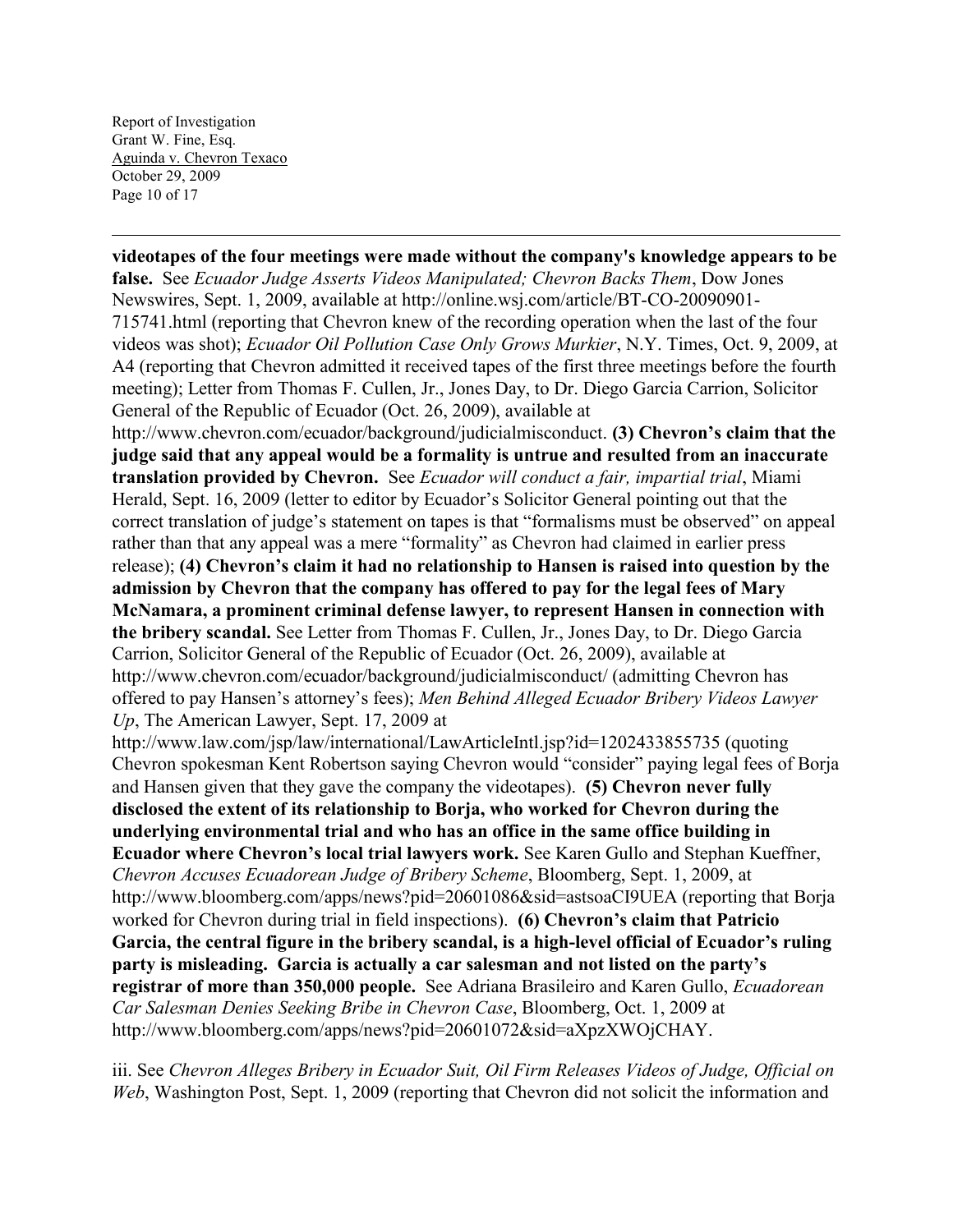**videotapes of the four meetings were made without the company's knowledge appears to be false.** See *Ecuador Judge Asserts Videos Manipulated; Chevron Backs Them*, Dow Jones Newswires, Sept. 1, 2009, available at http://online.wsj.com/article/BT-CO-20090901-715741.html (reporting that Chevron knew of the recording operation when the last of the four videos was shot); *Ecuador Oil Pollution Case Only Grows Murkier*, N.Y. Times, Oct. 9, 2009, at A4 (reporting that Chevron admitted it received tapes of the first three meetings before the fourth meeting); Letter from Thomas F. Cullen, Jr., Jones Day, to Dr. Diego Garcia Carrion, Solicitor General of the Republic of Ecuador (Oct. 26, 2009), available at http://www.chevron.com/ecuador/background/judicialmisconduct. **(3) Chevron's claim that the judge said that any appeal would be a formality is untrue and resulted from an inaccurate translation provided by Chevron.** See *Ecuador will conduct a fair, impartial trial*, Miami Herald, Sept. 16, 2009 (letter to editor by Ecuador's Solicitor General pointing out that the correct translation of judge's statement on tapes is that "formalisms must be observed" on appeal rather than that any appeal was a mere "formality" as Chevron had claimed in earlier press release); **(4) Chevron's claim it had no relationship to Hansen is raised into question by the admission by Chevron that the company has offered to pay for the legal fees of Mary McNamara, a prominent criminal defense lawyer, to represent Hansen in connection with the bribery scandal.** See Letter from Thomas F. Cullen, Jr., Jones Day, to Dr. Diego Garcia Carrion, Solicitor General of the Republic of Ecuador (Oct. 26, 2009), available at http://www.chevron.com/ecuador/background/judicialmisconduct/ (admitting Chevron has offered to pay Hansen's attorney's fees); *Men Behind Alleged Ecuador Bribery Videos Lawyer Up*, The American Lawyer, Sept. 17, 2009 at http://www.law.com/jsp/law/international/LawArticleIntl.jsp?id=1202433855735 (quoting Chevron spokesman Kent Robertson saying Chevron would "consider" paying legal fees of Borja and Hansen given that they gave the company the videotapes). **(5) Chevron never fully disclosed the extent of its relationship to Borja, who worked for Chevron during the underlying environmental trial and who has an office in the same office building in Ecuador where Chevron's local trial lawyers work.** See Karen Gullo and Stephan Kueffner, *Chevron Accuses Ecuadorean Judge of Bribery Scheme*, Bloomberg, Sept. 1, 2009, at http://www.bloomberg.com/apps/news?pid=20601086&sid=astsoaCI9UEA (reporting that Borja worked for Chevron during trial in field inspections). **(6) Chevron's claim that Patricio Garcia, the central figure in the bribery scandal, is a high-level official of Ecuador's ruling party is misleading. Garcia is actually a car salesman and not listed on the party's registrar of more than 350,000 people.** See Adriana Brasileiro and Karen Gullo, *Ecuadorean Car Salesman Denies Seeking Bribe in Chevron Case*, Bloomberg, Oct. 1, 2009 at http://www.bloomberg.com/apps/news?pid=20601072&sid=aXpzXWOjCHAY.

iii. See *Chevron Alleges Bribery in Ecuador Suit, Oil Firm Releases Videos of Judge, Official on Web*, Washington Post, Sept. 1, 2009 (reporting that Chevron did not solicit the information and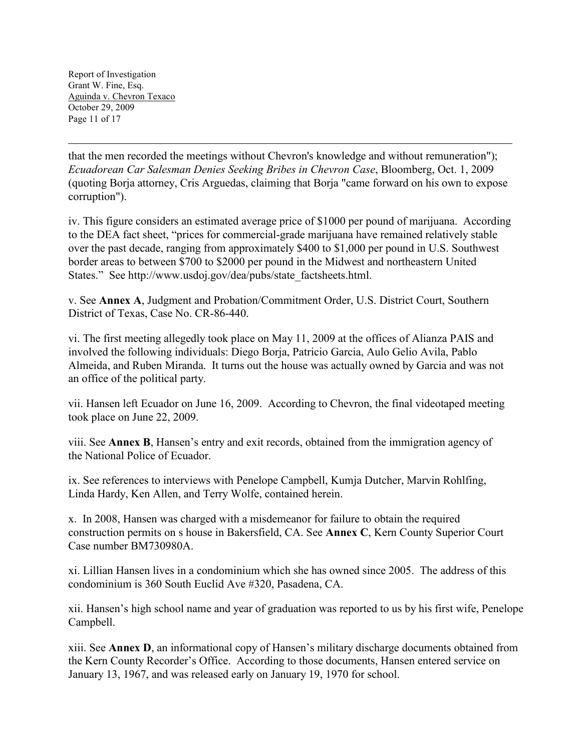that the men recorded the meetings without Chevron's knowledge and without remuneration"); *Ecuadorean Car Salesman Denies Seeking Bribes in Chevron Case*, Bloomberg, Oct. 1, 2009 (quoting Borja attorney, Cris Arguedas, claiming that Borja "came forward on his own to expose corruption").

iv. This figure considers an estimated average price of $1000 per pound of marijuana. According to the DEA fact sheet, "prices for commercial-grade marijuana have remained relatively stable over the past decade, ranging from approximately $400 to $1,000 per pound in U.S. Southwest border areas to between $700 to $2000 per pound in the Midwest and northeastern United States." See http://www.usdoj.gov/dea/pubs/state_factsheets.html.

v. See **Annex A**, Judgment and Probation/Commitment Order, U.S. District Court, Southern District of Texas, Case No. CR-86-440.

vi. The first meeting allegedly took place on May 11, 2009 at the offices of Alianza PAIS and involved the following individuals: Diego Borja, Patricio Garcia, Aulo Gelio Avila, Pablo Almeida, and Ruben Miranda. It turns out the house was actually owned by Garcia and was not an office of the political party.

vii. Hansen left Ecuador on June 16, 2009. According to Chevron, the final videotaped meeting took place on June 22, 2009.

viii. See **Annex B**, Hansen's entry and exit records, obtained from the immigration agency of the National Police of Ecuador.

ix. See references to interviews with Penelope Campbell, Kumja Dutcher, Marvin Rohlfing, Linda Hardy, Ken Allen, and Terry Wolfe, contained herein.

x. In 2008, Hansen was charged with a misdemeanor for failure to obtain the required construction permits on s house in Bakersfield, CA. See **Annex C**, Kern County Superior Court Case number BM730980A.

xi. Lillian Hansen lives in a condominium which she has owned since 2005. The address of this condominium is 360 South Euclid Ave #320, Pasadena, CA.

xii. Hansen's high school name and year of graduation was reported to us by his first wife, Penelope Campbell.

xiii. See **Annex D**, an informational copy of Hansen's military discharge documents obtained from the Kern County Recorder's Office. According to those documents, Hansen entered service on January 13, 1967, and was released early on January 19, 1970 for school.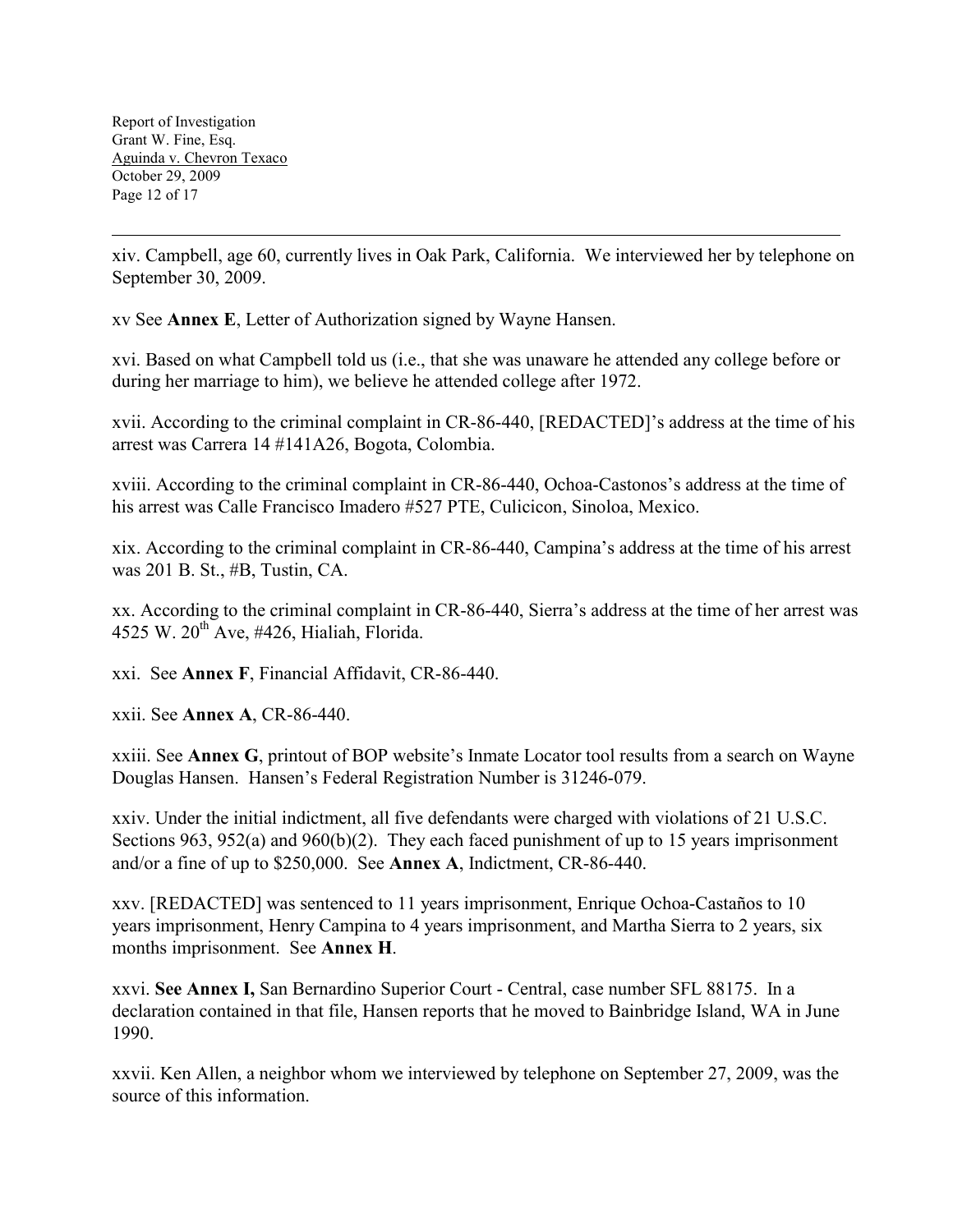xiv. Campbell, age 60, currently lives in Oak Park, California. We interviewed her by telephone on September 30, 2009.

xv See **Annex E**, Letter of Authorization signed by Wayne Hansen.

xvi. Based on what Campbell told us (i.e., that she was unaware he attended any college before or during her marriage to him), we believe he attended college after 1972.

xvii. According to the criminal complaint in CR-86-440, [REDACTED]'s address at the time of his arrest was Carrera 14 #141A26, Bogota, Colombia.

xviii. According to the criminal complaint in CR-86-440, Ochoa-Castonos's address at the time of his arrest was Calle Francisco Imadero #527 PTE, Culicicon, Sinoloa, Mexico.

xix. According to the criminal complaint in CR-86-440, Campina's address at the time of his arrest was 201 B. St., #B, Tustin, CA.

xx. According to the criminal complaint in CR-86-440, Sierra's address at the time of her arrest was 4525 W. 20th Ave, #426, Hialiah, Florida.

xxi. See **Annex F**, Financial Affidavit, CR-86-440.

xxii. See **Annex A**, CR-86-440.

xxiii. See **Annex G**, printout of BOP website's Inmate Locator tool results from a search on Wayne Douglas Hansen. Hansen's Federal Registration Number is 31246-079.

xxiv. Under the initial indictment, all five defendants were charged with violations of 21 U.S.C. Sections 963, 952(a) and 960(b)(2). They each faced punishment of up to 15 years imprisonment and/or a fine of up to $250,000. See **Annex A**, Indictment, CR-86-440.

xxv. [REDACTED] was sentenced to 11 years imprisonment, Enrique Ochoa-Castaños to 10 years imprisonment, Henry Campina to 4 years imprisonment, and Martha Sierra to 2 years, six months imprisonment. See **Annex H**.

xxvi. **See Annex I,** San Bernardino Superior Court - Central, case number SFL 88175. In a declaration contained in that file, Hansen reports that he moved to Bainbridge Island, WA in June 1990.

xxvii. Ken Allen, a neighbor whom we interviewed by telephone on September 27, 2009, was the source of this information.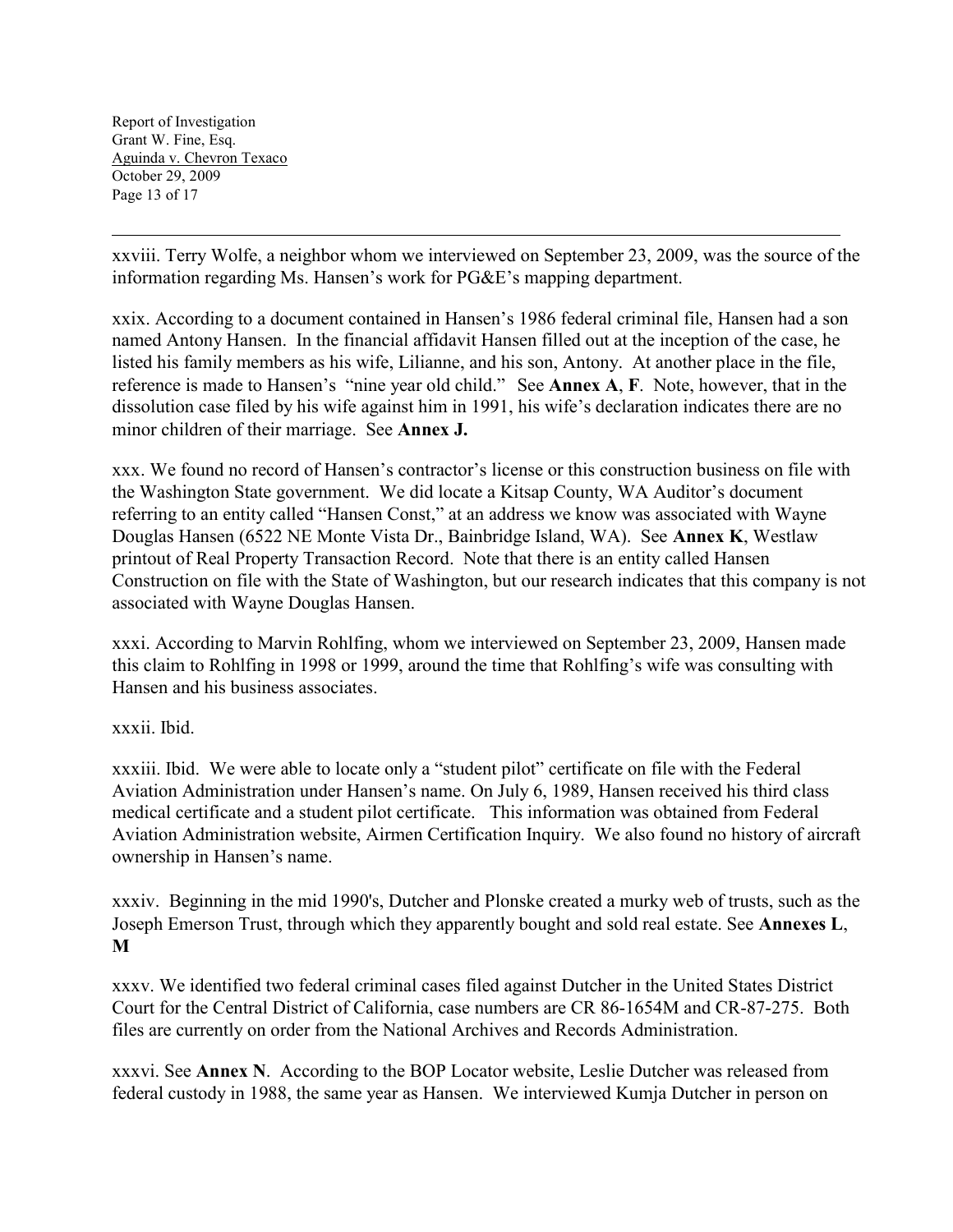xxviii. Terry Wolfe, a neighbor whom we interviewed on September 23, 2009, was the source of the information regarding Ms. Hansen's work for PG&E's mapping department.

xxix. According to a document contained in Hansen's 1986 federal criminal file, Hansen had a son named Antony Hansen. In the financial affidavit Hansen filled out at the inception of the case, he listed his family members as his wife, Lilianne, and his son, Antony. At another place in the file, reference is made to Hansen's "nine year old child." See **Annex A**, **F**. Note, however, that in the dissolution case filed by his wife against him in 1991, his wife's declaration indicates there are no minor children of their marriage. See **Annex J.**

xxx. We found no record of Hansen's contractor's license or this construction business on file with the Washington State government. We did locate a Kitsap County, WA Auditor's document referring to an entity called "Hansen Const," at an address we know was associated with Wayne Douglas Hansen (6522 NE Monte Vista Dr., Bainbridge Island, WA). See **Annex K**, Westlaw printout of Real Property Transaction Record. Note that there is an entity called Hansen Construction on file with the State of Washington, but our research indicates that this company is not associated with Wayne Douglas Hansen.

xxxi. According to Marvin Rohlfing, whom we interviewed on September 23, 2009, Hansen made this claim to Rohlfing in 1998 or 1999, around the time that Rohlfing's wife was consulting with Hansen and his business associates.

xxxii. Ibid.

xxxiii. Ibid. We were able to locate only a "student pilot" certificate on file with the Federal Aviation Administration under Hansen's name. On July 6, 1989, Hansen received his third class medical certificate and a student pilot certificate. This information was obtained from Federal Aviation Administration website, Airmen Certification Inquiry. We also found no history of aircraft ownership in Hansen's name.

xxxiv. Beginning in the mid 1990's, Dutcher and Plonske created a murky web of trusts, such as the Joseph Emerson Trust, through which they apparently bought and sold real estate. See **Annexes L**, **M**

xxxv. We identified two federal criminal cases filed against Dutcher in the United States District Court for the Central District of California, case numbers are CR 86-1654M and CR-87-275. Both files are currently on order from the National Archives and Records Administration.

xxxvi. See **Annex N**. According to the BOP Locator website, Leslie Dutcher was released from federal custody in 1988, the same year as Hansen. We interviewed Kumja Dutcher in person on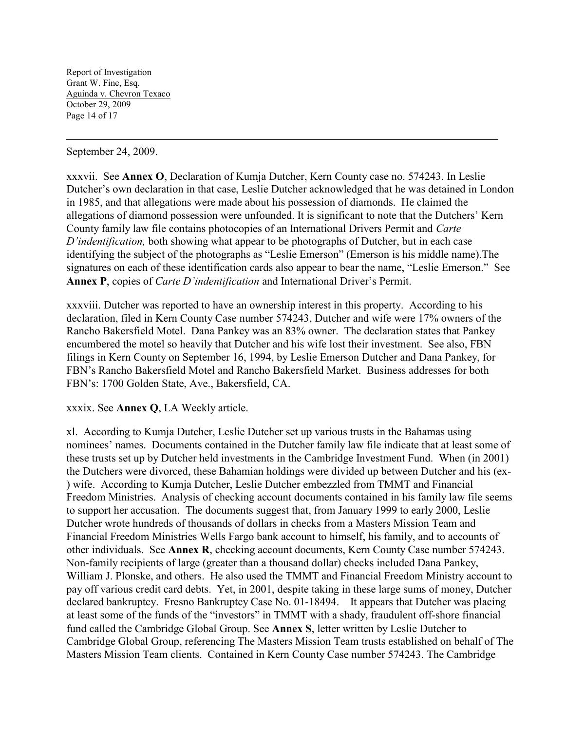September 24, 2009.

xxxvii. See **Annex O**, Declaration of Kumja Dutcher, Kern County case no. 574243. In Leslie Dutcher's own declaration in that case, Leslie Dutcher acknowledged that he was detained in London in 1985, and that allegations were made about his possession of diamonds. He claimed the allegations of diamond possession were unfounded. It is significant to note that the Dutchers' Kern County family law file contains photocopies of an International Drivers Permit and *Carte D'indentification,* both showing what appear to be photographs of Dutcher, but in each case identifying the subject of the photographs as "Leslie Emerson" (Emerson is his middle name).The signatures on each of these identification cards also appear to bear the name, "Leslie Emerson." See **Annex P**, copies of *Carte D'indentification* and International Driver's Permit.

xxxviii. Dutcher was reported to have an ownership interest in this property. According to his declaration, filed in Kern County Case number 574243, Dutcher and wife were 17% owners of the Rancho Bakersfield Motel. Dana Pankey was an 83% owner. The declaration states that Pankey encumbered the motel so heavily that Dutcher and his wife lost their investment. See also, FBN filings in Kern County on September 16, 1994, by Leslie Emerson Dutcher and Dana Pankey, for FBN's Rancho Bakersfield Motel and Rancho Bakersfield Market. Business addresses for both FBN's: 1700 Golden State, Ave., Bakersfield, CA.

xxxix. See **Annex Q**, LA Weekly article.

xl. According to Kumja Dutcher, Leslie Dutcher set up various trusts in the Bahamas using nominees' names. Documents contained in the Dutcher family law file indicate that at least some of these trusts set up by Dutcher held investments in the Cambridge Investment Fund. When (in 2001) the Dutchers were divorced, these Bahamian holdings were divided up between Dutcher and his (ex-) wife. According to Kumja Dutcher, Leslie Dutcher embezzled from TMMT and Financial Freedom Ministries. Analysis of checking account documents contained in his family law file seems to support her accusation. The documents suggest that, from January 1999 to early 2000, Leslie Dutcher wrote hundreds of thousands of dollars in checks from a Masters Mission Team and Financial Freedom Ministries Wells Fargo bank account to himself, his family, and to accounts of other individuals. See **Annex R**, checking account documents, Kern County Case number 574243. Non-family recipients of large (greater than a thousand dollar) checks included Dana Pankey, William J. Plonske, and others. He also used the TMMT and Financial Freedom Ministry account to pay off various credit card debts. Yet, in 2001, despite taking in these large sums of money, Dutcher declared bankruptcy. Fresno Bankruptcy Case No. 01-18494. It appears that Dutcher was placing at least some of the funds of the "investors" in TMMT with a shady, fraudulent off-shore financial fund called the Cambridge Global Group. See **Annex S**, letter written by Leslie Dutcher to Cambridge Global Group, referencing The Masters Mission Team trusts established on behalf of The Masters Mission Team clients. Contained in Kern County Case number 574243. The Cambridge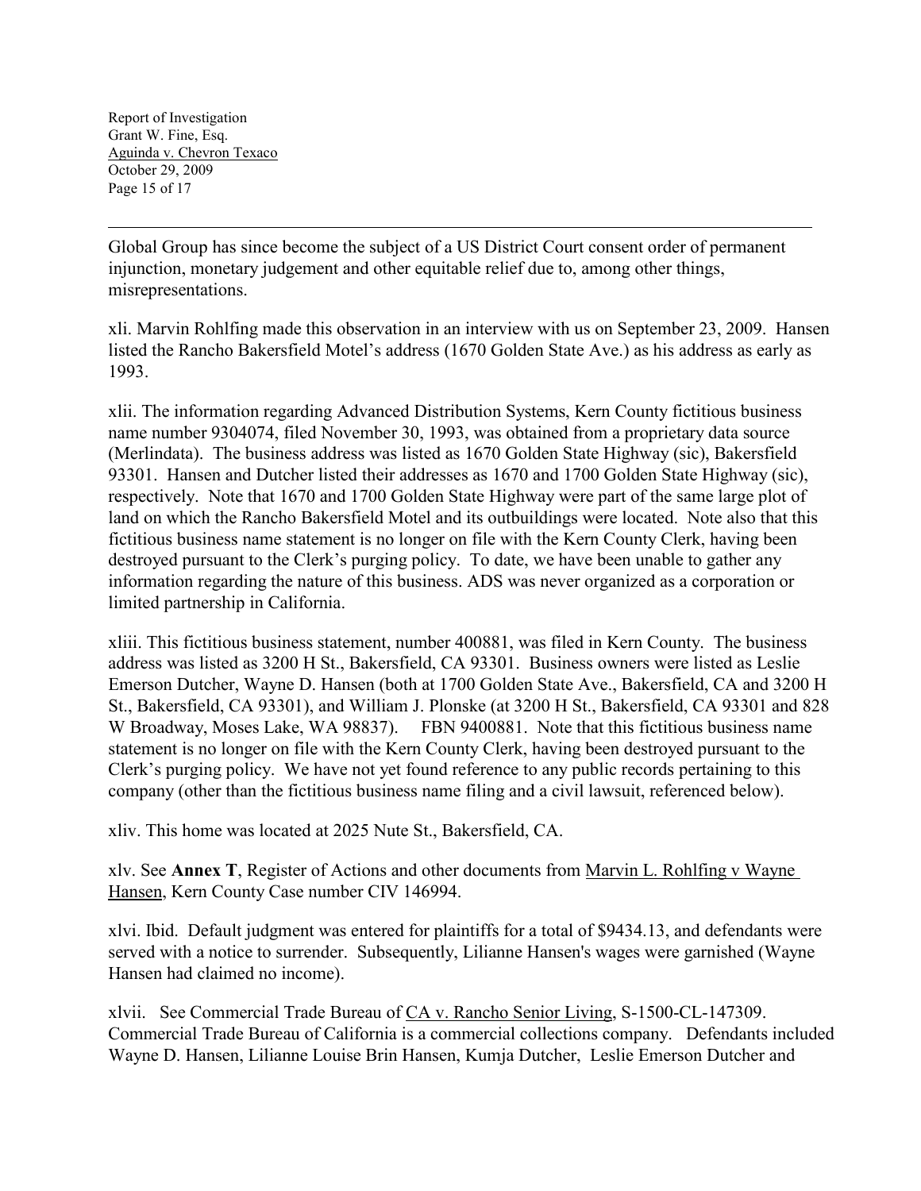Global Group has since become the subject of a US District Court consent order of permanent injunction, monetary judgement and other equitable relief due to, among other things, misrepresentations.

xli. Marvin Rohlfing made this observation in an interview with us on September 23, 2009. Hansen listed the Rancho Bakersfield Motel's address (1670 Golden State Ave.) as his address as early as 1993.

xlii. The information regarding Advanced Distribution Systems, Kern County fictitious business name number 9304074, filed November 30, 1993, was obtained from a proprietary data source (Merlindata). The business address was listed as 1670 Golden State Highway (sic), Bakersfield 93301. Hansen and Dutcher listed their addresses as 1670 and 1700 Golden State Highway (sic), respectively. Note that 1670 and 1700 Golden State Highway were part of the same large plot of land on which the Rancho Bakersfield Motel and its outbuildings were located. Note also that this fictitious business name statement is no longer on file with the Kern County Clerk, having been destroyed pursuant to the Clerk's purging policy. To date, we have been unable to gather any information regarding the nature of this business. ADS was never organized as a corporation or limited partnership in California.

xliii. This fictitious business statement, number 400881, was filed in Kern County. The business address was listed as 3200 H St., Bakersfield, CA 93301. Business owners were listed as Leslie Emerson Dutcher, Wayne D. Hansen (both at 1700 Golden State Ave., Bakersfield, CA and 3200 H St., Bakersfield, CA 93301), and William J. Plonske (at 3200 H St., Bakersfield, CA 93301 and 828 W Broadway, Moses Lake, WA 98837). FBN 9400881. Note that this fictitious business name statement is no longer on file with the Kern County Clerk, having been destroyed pursuant to the Clerk's purging policy. We have not yet found reference to any public records pertaining to this company (other than the fictitious business name filing and a civil lawsuit, referenced below).

xliv. This home was located at 2025 Nute St., Bakersfield, CA.

xlv. See **Annex T**, Register of Actions and other documents from Marvin L. Rohlfing v Wayne Hansen, Kern County Case number CIV 146994.

xlvi. Ibid. Default judgment was entered for plaintiffs for a total of $9434.13, and defendants were served with a notice to surrender. Subsequently, Lilianne Hansen's wages were garnished (Wayne Hansen had claimed no income).

xlvii. See Commercial Trade Bureau of CA v. Rancho Senior Living, S-1500-CL-147309. Commercial Trade Bureau of California is a commercial collections company. Defendants included Wayne D. Hansen, Lilianne Louise Brin Hansen, Kumja Dutcher, Leslie Emerson Dutcher and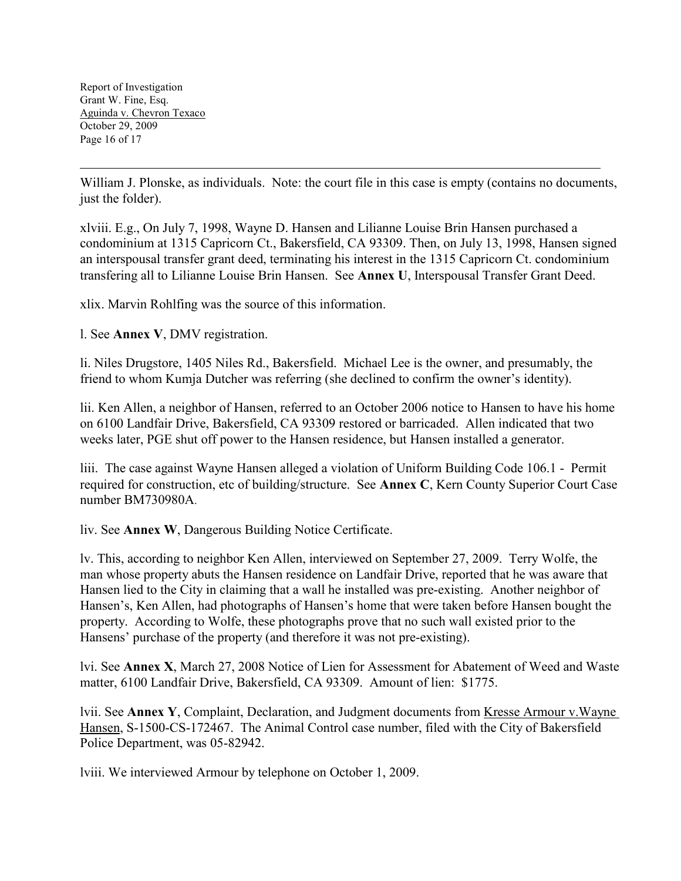William J. Plonske, as individuals. Note: the court file in this case is empty (contains no documents, just the folder).

xlviii. E.g., On July 7, 1998, Wayne D. Hansen and Lilianne Louise Brin Hansen purchased a condominium at 1315 Capricorn Ct., Bakersfield, CA 93309. Then, on July 13, 1998, Hansen signed an interspousal transfer grant deed, terminating his interest in the 1315 Capricorn Ct. condominium transfering all to Lilianne Louise Brin Hansen. See **Annex U**, Interspousal Transfer Grant Deed.

xlix. Marvin Rohlfing was the source of this information.

l. See **Annex V**, DMV registration.

li. Niles Drugstore, 1405 Niles Rd., Bakersfield. Michael Lee is the owner, and presumably, the friend to whom Kumja Dutcher was referring (she declined to confirm the owner's identity).

lii. Ken Allen, a neighbor of Hansen, referred to an October 2006 notice to Hansen to have his home on 6100 Landfair Drive, Bakersfield, CA 93309 restored or barricaded. Allen indicated that two weeks later, PGE shut off power to the Hansen residence, but Hansen installed a generator.

liii. The case against Wayne Hansen alleged a violation of Uniform Building Code 106.1 - Permit required for construction, etc of building/structure. See **Annex C**, Kern County Superior Court Case number BM730980A.

liv. See **Annex W**, Dangerous Building Notice Certificate.

lv. This, according to neighbor Ken Allen, interviewed on September 27, 2009. Terry Wolfe, the man whose property abuts the Hansen residence on Landfair Drive, reported that he was aware that Hansen lied to the City in claiming that a wall he installed was pre-existing. Another neighbor of Hansen's, Ken Allen, had photographs of Hansen's home that were taken before Hansen bought the property. According to Wolfe, these photographs prove that no such wall existed prior to the Hansens' purchase of the property (and therefore it was not pre-existing).

lvi. See **Annex X**, March 27, 2008 Notice of Lien for Assessment for Abatement of Weed and Waste matter, 6100 Landfair Drive, Bakersfield, CA 93309. Amount of lien: $1775.

lvii. See **Annex Y**, Complaint, Declaration, and Judgment documents from Kresse Armour v.Wayne Hansen, S-1500-CS-172467. The Animal Control case number, filed with the City of Bakersfield Police Department, was 05-82942.

lviii. We interviewed Armour by telephone on October 1, 2009.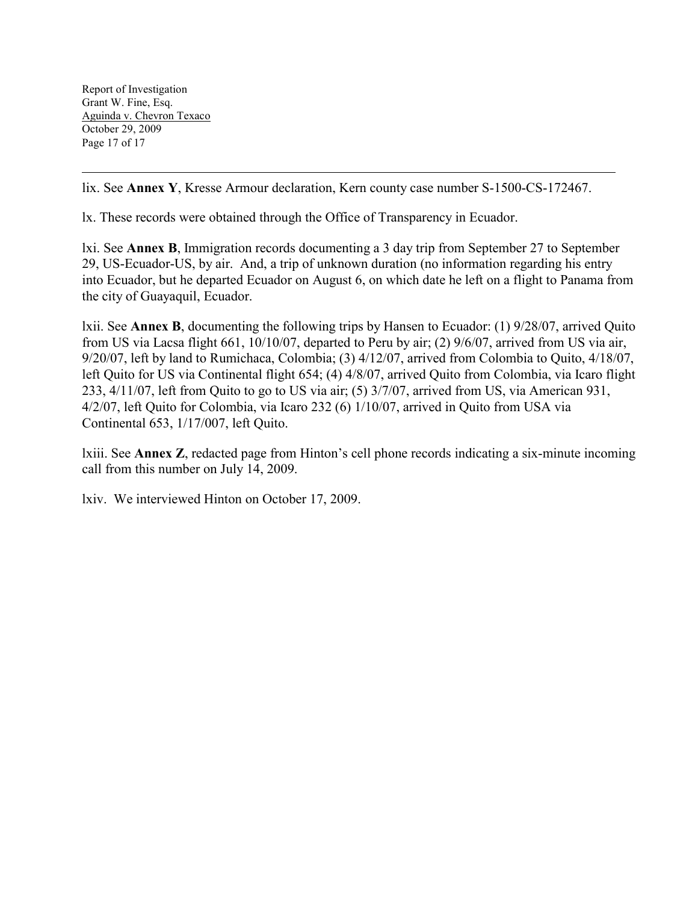lix. See **Annex Y**, Kresse Armour declaration, Kern county case number S-1500-CS-172467.

lx. These records were obtained through the Office of Transparency in Ecuador.

lxi. See **Annex B**, Immigration records documenting a 3 day trip from September 27 to September 29, US-Ecuador-US, by air. And, a trip of unknown duration (no information regarding his entry into Ecuador, but he departed Ecuador on August 6, on which date he left on a flight to Panama from the city of Guayaquil, Ecuador.

lxii. See **Annex B**, documenting the following trips by Hansen to Ecuador: (1) 9/28/07, arrived Quito from US via Lacsa flight 661, 10/10/07, departed to Peru by air; (2) 9/6/07, arrived from US via air, 9/20/07, left by land to Rumichaca, Colombia; (3) 4/12/07, arrived from Colombia to Quito, 4/18/07, left Quito for US via Continental flight 654; (4) 4/8/07, arrived Quito from Colombia, via Icaro flight 233, 4/11/07, left from Quito to go to US via air; (5) 3/7/07, arrived from US, via American 931, 4/2/07, left Quito for Colombia, via Icaro 232 (6) 1/10/07, arrived in Quito from USA via Continental 653, 1/17/007, left Quito.

lxiii. See **Annex Z**, redacted page from Hinton's cell phone records indicating a six-minute incoming call from this number on July 14, 2009.

lxiv. We interviewed Hinton on October 17, 2009.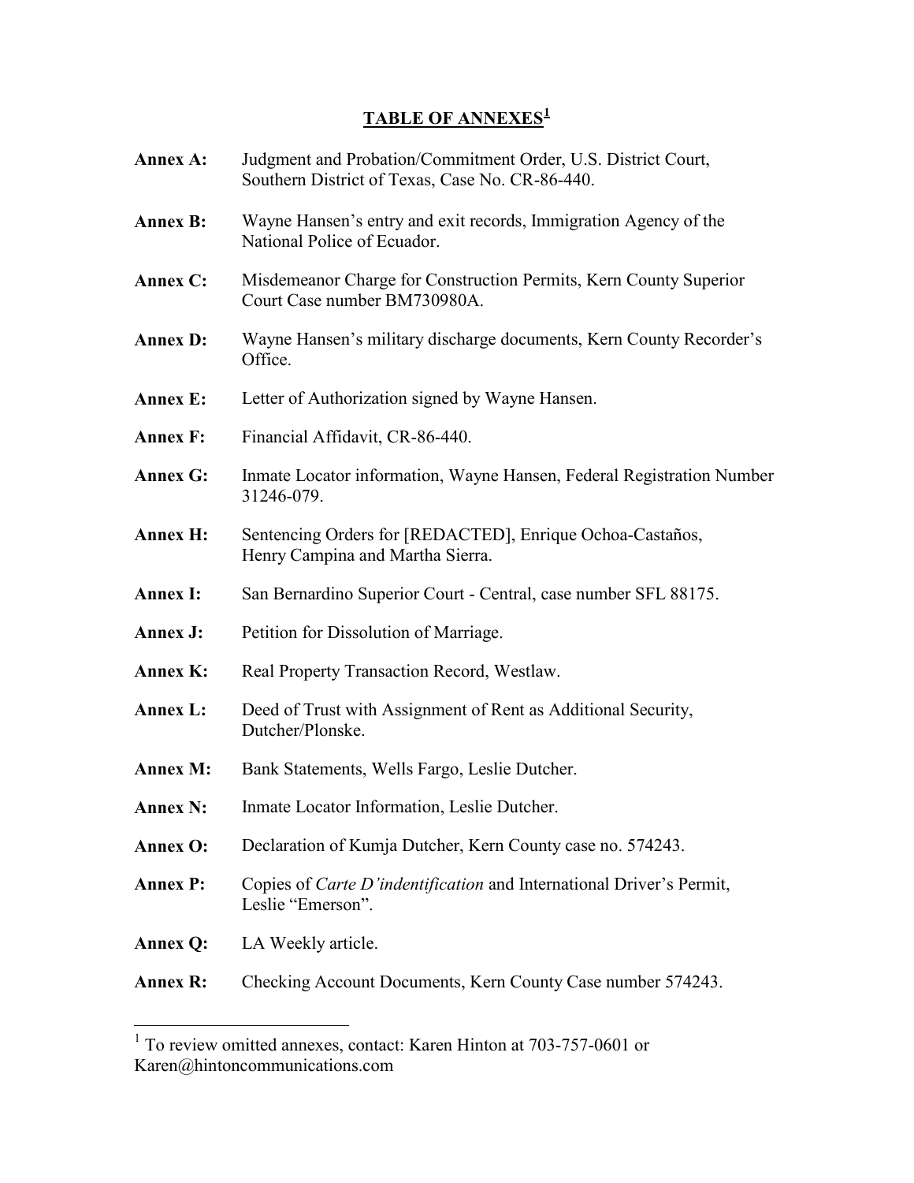# TABLE OF ANNEXES[1]

**Annex A:** Judgment and Probation/Commitment Order, U.S. District Court, Southern District of Texas, Case No. CR-86-440.

**Annex B:** Wayne Hansen's entry and exit records, Immigration Agency of the National Police of Ecuador.

**Annex C:** Misdemeanor Charge for Construction Permits, Kern County Superior Court Case number BM730980A.

**Annex D:** Wayne Hansen's military discharge documents, Kern County Recorder's Office.

**Annex E:** Letter of Authorization signed by Wayne Hansen.

**Annex F:** Financial Affidavit, CR-86-440.

**Annex G:** Inmate Locator information, Wayne Hansen, Federal Registration Number 31246-079.

**Annex H:** Sentencing Orders for [REDACTED], Enrique Ochoa-Castaños, Henry Campina and Martha Sierra.

**Annex I:** San Bernardino Superior Court - Central, case number SFL 88175.

**Annex J:** Petition for Dissolution of Marriage.

**Annex K:** Real Property Transaction Record, Westlaw.

**Annex L:** Deed of Trust with Assignment of Rent as Additional Security, Dutcher/Plonske.

**Annex M:** Bank Statements, Wells Fargo, Leslie Dutcher.

**Annex N:** Inmate Locator Information, Leslie Dutcher.

**Annex O:** Declaration of Kumja Dutcher, Kern County case no. 574243.

**Annex P:** Copies of *Carte D'indentification* and International Driver's Permit, Leslie "Emerson".

**Annex Q:** LA Weekly article.

**Annex R:** Checking Account Documents, Kern County Case number 574243.

---

[1] To review omitted annexes, contact: Karen Hinton at 703-757-0601 or Karen@hintoncommunications.com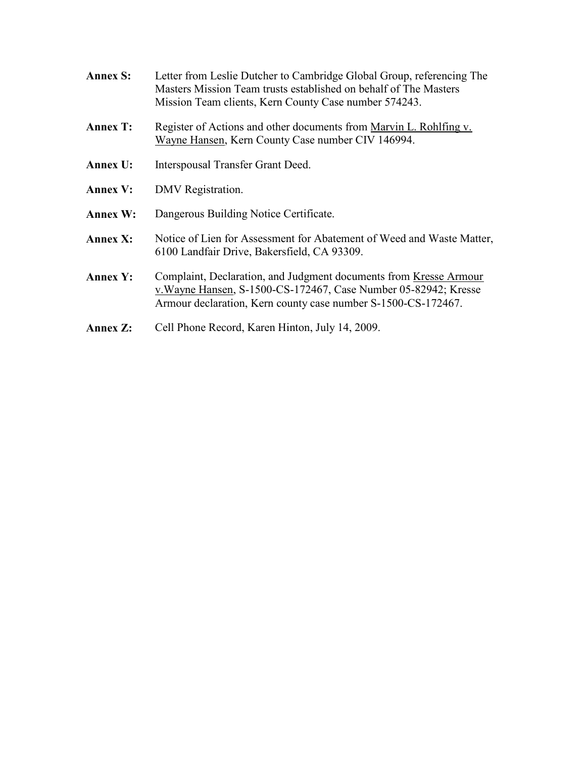**Annex S:** Letter from Leslie Dutcher to Cambridge Global Group, referencing The Masters Mission Team trusts established on behalf of The Masters Mission Team clients, Kern County Case number 574243.

**Annex T:** Register of Actions and other documents from Marvin L. Rohlfing v. Wayne Hansen, Kern County Case number CIV 146994.

**Annex U:** Interspousal Transfer Grant Deed.

**Annex V:** DMV Registration.

**Annex W:** Dangerous Building Notice Certificate.

**Annex X:** Notice of Lien for Assessment for Abatement of Weed and Waste Matter, 6100 Landfair Drive, Bakersfield, CA 93309.

**Annex Y:** Complaint, Declaration, and Judgment documents from Kresse Armour v.Wayne Hansen, S-1500-CS-172467, Case Number 05-82942; Kresse Armour declaration, Kern county case number S-1500-CS-172467.

**Annex Z:** Cell Phone Record, Karen Hinton, July 14, 2009.